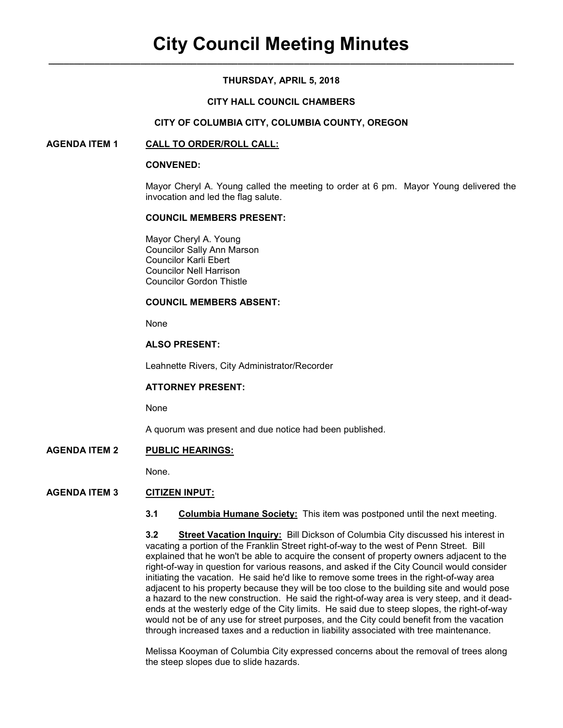# City Council Meeting Minutes

**THURSDAY, APRIL 5, 2018**

**CITY HALL COUNCIL CHAMBERS**

**CITY OF COLUMBIA CITY, COLUMBIA COUNTY, OREGON**

## AGENDA ITEM 1 CALL TO ORDER/ROLL CALL:

**CONVENED:**

Mayor Cheryl A. Young called the meeting to order at 6 pm. Mayor Young delivered the invocation and led the flag salute.

**COUNCIL MEMBERS PRESENT:**

Mayor Cheryl A. Young
Councilor Sally Ann Marson
Councilor Karli Ebert
Councilor Nell Harrison
Councilor Gordon Thistle

**COUNCIL MEMBERS ABSENT:**

None

**ALSO PRESENT:**

Leahnette Rivers, City Administrator/Recorder

**ATTORNEY PRESENT:**

None

A quorum was present and due notice had been published.

## AGENDA ITEM 2 PUBLIC HEARINGS:

None.

## AGENDA ITEM 3 CITIZEN INPUT:

**3.1 Columbia Humane Society:** This item was postponed until the next meeting.

**3.2 Street Vacation Inquiry:** Bill Dickson of Columbia City discussed his interest in vacating a portion of the Franklin Street right-of-way to the west of Penn Street. Bill explained that he won't be able to acquire the consent of property owners adjacent to the right-of-way in question for various reasons, and asked if the City Council would consider initiating the vacation. He said he'd like to remove some trees in the right-of-way area adjacent to his property because they will be too close to the building site and would pose a hazard to the new construction. He said the right-of-way area is very steep, and it dead-ends at the westerly edge of the City limits. He said due to steep slopes, the right-of-way would not be of any use for street purposes, and the City could benefit from the vacation through increased taxes and a reduction in liability associated with tree maintenance.

Melissa Kooyman of Columbia City expressed concerns about the removal of trees along the steep slopes due to slide hazards.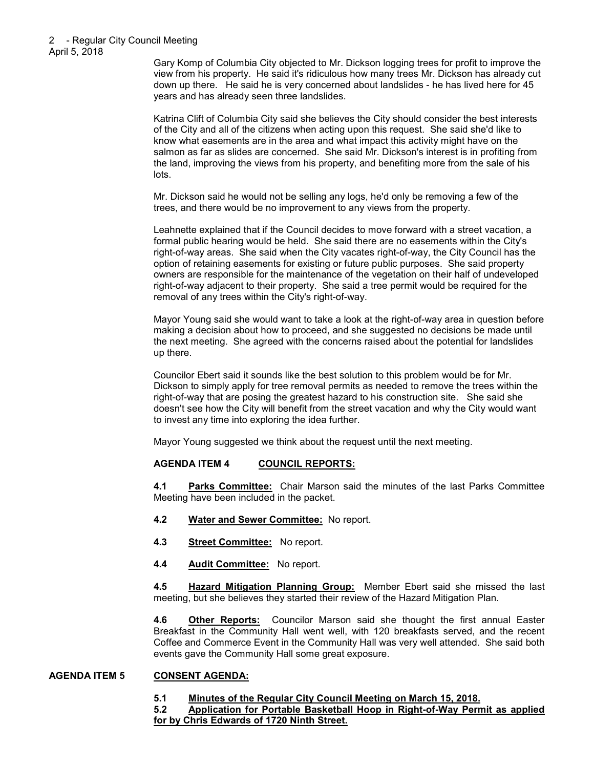Gary Komp of Columbia City objected to Mr. Dickson logging trees for profit to improve the view from his property. He said it's ridiculous how many trees Mr. Dickson has already cut down up there. He said he is very concerned about landslides - he has lived here for 45 years and has already seen three landslides.

Katrina Clift of Columbia City said she believes the City should consider the best interests of the City and all of the citizens when acting upon this request. She said she'd like to know what easements are in the area and what impact this activity might have on the salmon as far as slides are concerned. She said Mr. Dickson's interest is in profiting from the land, improving the views from his property, and benefiting more from the sale of his lots.

Mr. Dickson said he would not be selling any logs, he'd only be removing a few of the trees, and there would be no improvement to any views from the property.

Leahnette explained that if the Council decides to move forward with a street vacation, a formal public hearing would be held. She said there are no easements within the City's right-of-way areas. She said when the City vacates right-of-way, the City Council has the option of retaining easements for existing or future public purposes. She said property owners are responsible for the maintenance of the vegetation on their half of undeveloped right-of-way adjacent to their property. She said a tree permit would be required for the removal of any trees within the City's right-of-way.

Mayor Young said she would want to take a look at the right-of-way area in question before making a decision about how to proceed, and she suggested no decisions be made until the next meeting. She agreed with the concerns raised about the potential for landslides up there.

Councilor Ebert said it sounds like the best solution to this problem would be for Mr. Dickson to simply apply for tree removal permits as needed to remove the trees within the right-of-way that are posing the greatest hazard to his construction site. She said she doesn't see how the City will benefit from the street vacation and why the City would want to invest any time into exploring the idea further.

Mayor Young suggested we think about the request until the next meeting.

**AGENDA ITEM 4 COUNCIL REPORTS:**

**4.1 Parks Committee:** Chair Marson said the minutes of the last Parks Committee Meeting have been included in the packet.

**4.2 Water and Sewer Committee:** No report.

**4.3 Street Committee:** No report.

**4.4 Audit Committee:** No report.

**4.5 Hazard Mitigation Planning Group:** Member Ebert said she missed the last meeting, but she believes they started their review of the Hazard Mitigation Plan.

**4.6 Other Reports:** Councilor Marson said she thought the first annual Easter Breakfast in the Community Hall went well, with 120 breakfasts served, and the recent Coffee and Commerce Event in the Community Hall was very well attended. She said both events gave the Community Hall some great exposure.

**AGENDA ITEM 5 CONSENT AGENDA:**

**5.1 Minutes of the Regular City Council Meeting on March 15, 2018.**

**5.2 Application for Portable Basketball Hoop in Right-of-Way Permit as applied for by Chris Edwards of 1720 Ninth Street.**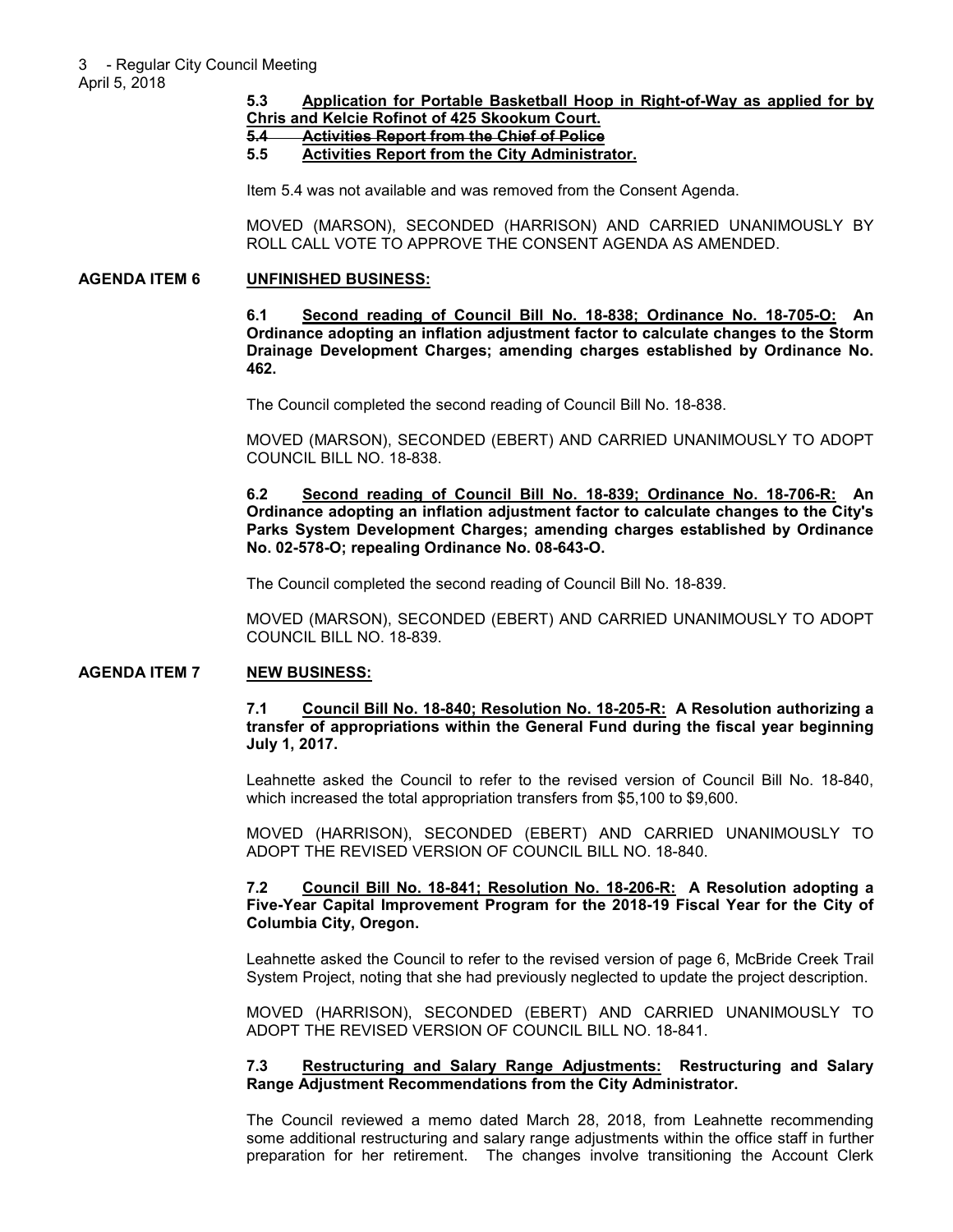**5.3 Application for Portable Basketball Hoop in Right-of-Way as applied for by Chris and Kelcie Rofinot of 425 Skookum Court.**

~~**5.4 Activities Report from the Chief of Police**~~

**5.5 Activities Report from the City Administrator.**

Item 5.4 was not available and was removed from the Consent Agenda.

MOVED (MARSON), SECONDED (HARRISON) AND CARRIED UNANIMOUSLY BY ROLL CALL VOTE TO APPROVE THE CONSENT AGENDA AS AMENDED.

**AGENDA ITEM 6 UNFINISHED BUSINESS:**

**6.1 Second reading of Council Bill No. 18-838; Ordinance No. 18-705-O: An Ordinance adopting an inflation adjustment factor to calculate changes to the Storm Drainage Development Charges; amending charges established by Ordinance No. 462.**

The Council completed the second reading of Council Bill No. 18-838.

MOVED (MARSON), SECONDED (EBERT) AND CARRIED UNANIMOUSLY TO ADOPT COUNCIL BILL NO. 18-838.

**6.2 Second reading of Council Bill No. 18-839; Ordinance No. 18-706-R: An Ordinance adopting an inflation adjustment factor to calculate changes to the City's Parks System Development Charges; amending charges established by Ordinance No. 02-578-O; repealing Ordinance No. 08-643-O.**

The Council completed the second reading of Council Bill No. 18-839.

MOVED (MARSON), SECONDED (EBERT) AND CARRIED UNANIMOUSLY TO ADOPT COUNCIL BILL NO. 18-839.

**AGENDA ITEM 7 NEW BUSINESS:**

**7.1 Council Bill No. 18-840; Resolution No. 18-205-R: A Resolution authorizing a transfer of appropriations within the General Fund during the fiscal year beginning July 1, 2017.**

Leahnette asked the Council to refer to the revised version of Council Bill No. 18-840, which increased the total appropriation transfers from $5,100 to $9,600.

MOVED (HARRISON), SECONDED (EBERT) AND CARRIED UNANIMOUSLY TO ADOPT THE REVISED VERSION OF COUNCIL BILL NO. 18-840.

**7.2 Council Bill No. 18-841; Resolution No. 18-206-R: A Resolution adopting a Five-Year Capital Improvement Program for the 2018-19 Fiscal Year for the City of Columbia City, Oregon.**

Leahnette asked the Council to refer to the revised version of page 6, McBride Creek Trail System Project, noting that she had previously neglected to update the project description.

MOVED (HARRISON), SECONDED (EBERT) AND CARRIED UNANIMOUSLY TO ADOPT THE REVISED VERSION OF COUNCIL BILL NO. 18-841.

**7.3 Restructuring and Salary Range Adjustments: Restructuring and Salary Range Adjustment Recommendations from the City Administrator.**

The Council reviewed a memo dated March 28, 2018, from Leahnette recommending some additional restructuring and salary range adjustments within the office staff in further preparation for her retirement. The changes involve transitioning the Account Clerk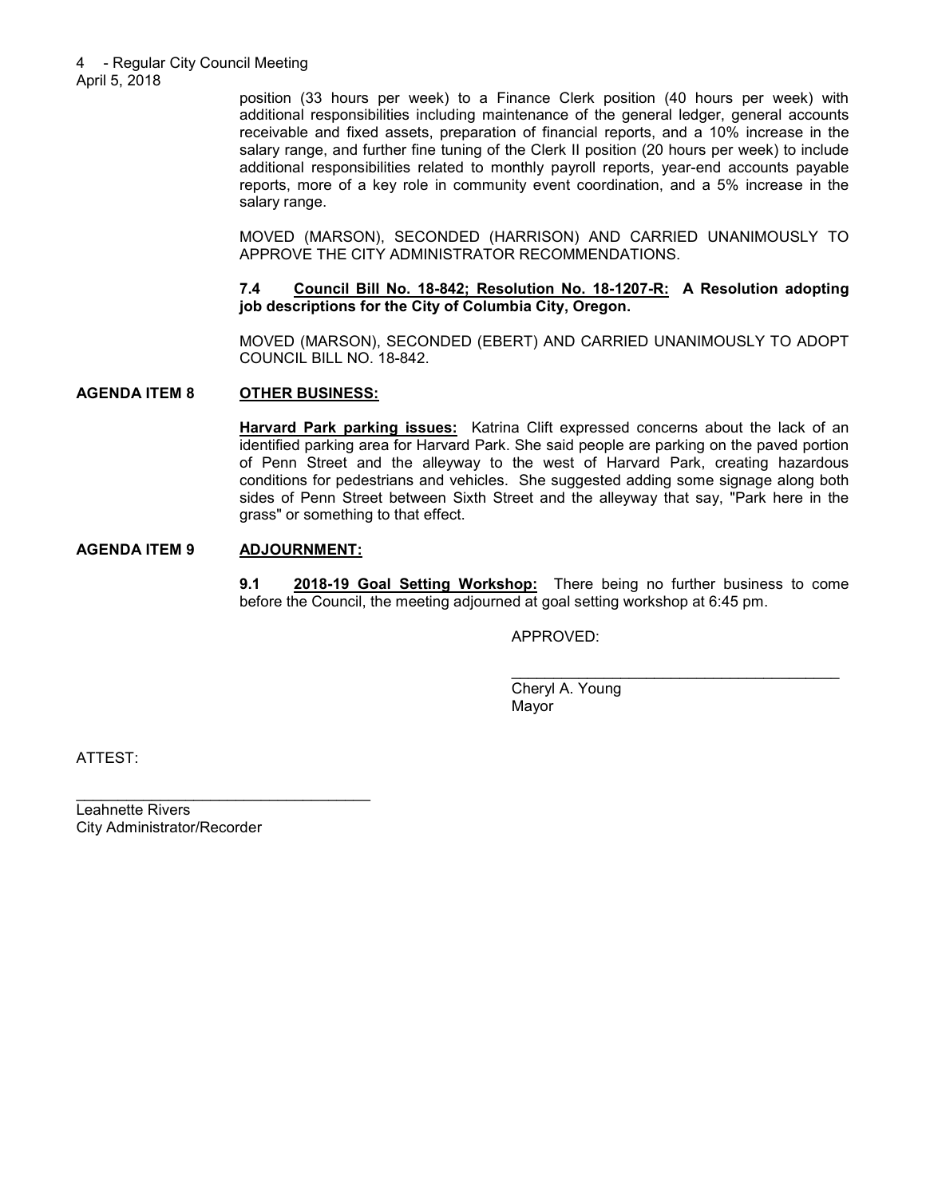position (33 hours per week) to a Finance Clerk position (40 hours per week) with additional responsibilities including maintenance of the general ledger, general accounts receivable and fixed assets, preparation of financial reports, and a 10% increase in the salary range, and further fine tuning of the Clerk II position (20 hours per week) to include additional responsibilities related to monthly payroll reports, year-end accounts payable reports, more of a key role in community event coordination, and a 5% increase in the salary range.

MOVED (MARSON), SECONDED (HARRISON) AND CARRIED UNANIMOUSLY TO APPROVE THE CITY ADMINISTRATOR RECOMMENDATIONS.

**7.4 Council Bill No. 18-842; Resolution No. 18-1207-R: A Resolution adopting job descriptions for the City of Columbia City, Oregon.**

MOVED (MARSON), SECONDED (EBERT) AND CARRIED UNANIMOUSLY TO ADOPT COUNCIL BILL NO. 18-842.

**AGENDA ITEM 8 OTHER BUSINESS:**

**Harvard Park parking issues:** Katrina Clift expressed concerns about the lack of an identified parking area for Harvard Park. She said people are parking on the paved portion of Penn Street and the alleyway to the west of Harvard Park, creating hazardous conditions for pedestrians and vehicles. She suggested adding some signage along both sides of Penn Street between Sixth Street and the alleyway that say, "Park here in the grass" or something to that effect.

**AGENDA ITEM 9 ADJOURNMENT:**

**9.1 2018-19 Goal Setting Workshop:** There being no further business to come before the Council, the meeting adjourned at goal setting workshop at 6:45 pm.

APPROVED:

\_\_\_\_\_\_\_\_\_\_\_\_\_\_\_\_\_\_\_\_\_\_\_\_\_\_\_\_\_\_\_\_\_\_\_\_\_\_\_\_

Cheryl A. Young
Mayor

ATTEST:

\_\_\_\_\_\_\_\_\_\_\_\_\_\_\_\_\_\_\_\_\_\_\_\_\_\_\_\_\_\_\_\_\_\_\_\_

Leahnette Rivers
City Administrator/Recorder